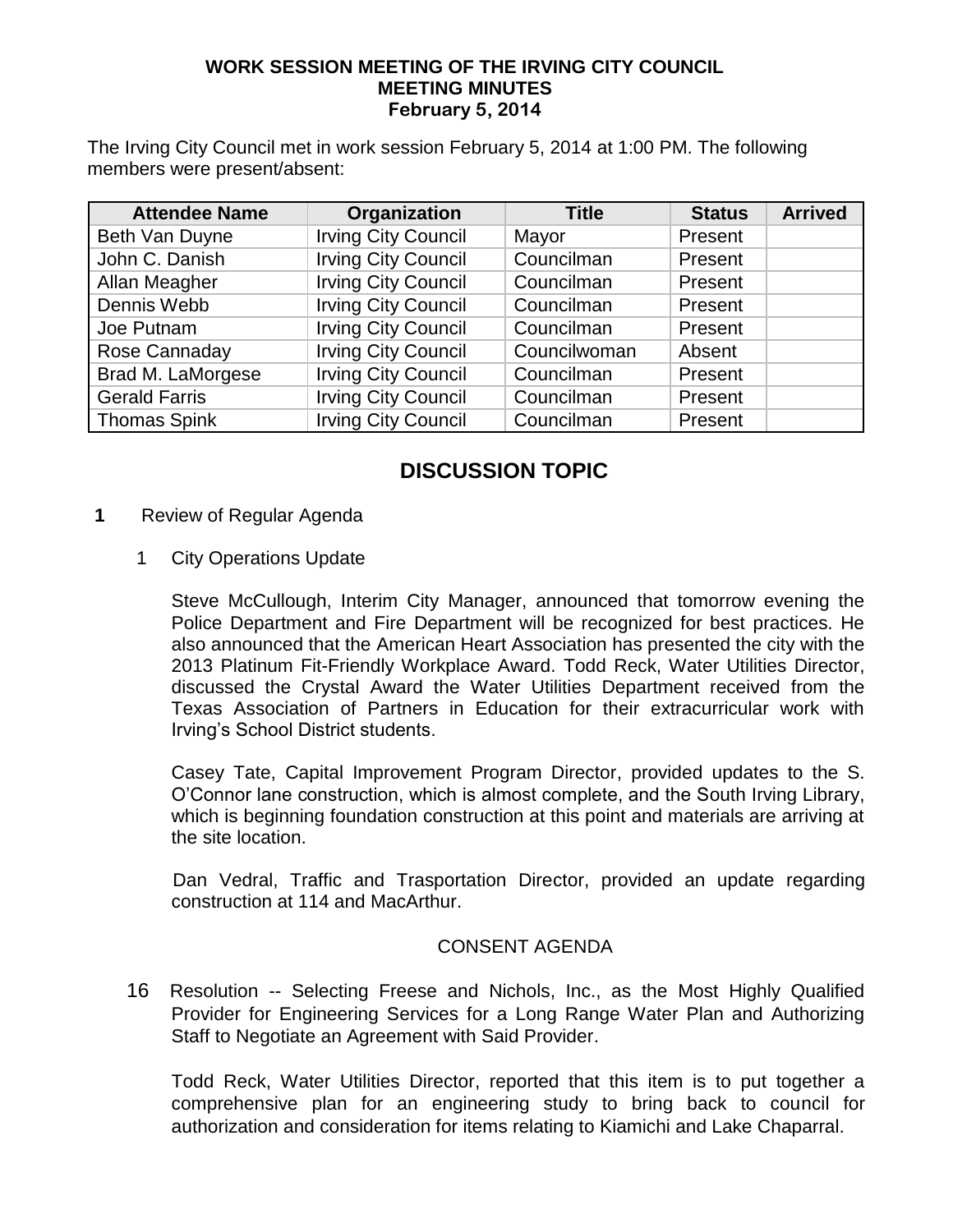**WORK SESSION MEETING OF THE IRVING CITY COUNCIL**
**MEETING MINUTES**
**February 5, 2014**

The Irving City Council met in work session February 5, 2014 at 1:00 PM. The following members were present/absent:

| Attendee Name | Organization | Title | Status | Arrived |
|---|---|---|---|---|
| Beth Van Duyne | Irving City Council | Mayor | Present | |
| John C. Danish | Irving City Council | Councilman | Present | |
| Allan Meagher | Irving City Council | Councilman | Present | |
| Dennis Webb | Irving City Council | Councilman | Present | |
| Joe Putnam | Irving City Council | Councilman | Present | |
| Rose Cannaday | Irving City Council | Councilwoman | Absent | |
| Brad M. LaMorgese | Irving City Council | Councilman | Present | |
| Gerald Farris | Irving City Council | Councilman | Present | |
| Thomas Spink | Irving City Council | Councilman | Present | |

## DISCUSSION TOPIC

**1** Review of Regular Agenda

1 City Operations Update

Steve McCullough, Interim City Manager, announced that tomorrow evening the Police Department and Fire Department will be recognized for best practices. He also announced that the American Heart Association has presented the city with the 2013 Platinum Fit-Friendly Workplace Award. Todd Reck, Water Utilities Director, discussed the Crystal Award the Water Utilities Department received from the Texas Association of Partners in Education for their extracurricular work with Irving's School District students.

Casey Tate, Capital Improvement Program Director, provided updates to the S. O'Connor lane construction, which is almost complete, and the South Irving Library, which is beginning foundation construction at this point and materials are arriving at the site location.

Dan Vedral, Traffic and Trasportation Director, provided an update regarding construction at 114 and MacArthur.

CONSENT AGENDA

16 Resolution -- Selecting Freese and Nichols, Inc., as the Most Highly Qualified Provider for Engineering Services for a Long Range Water Plan and Authorizing Staff to Negotiate an Agreement with Said Provider.

Todd Reck, Water Utilities Director, reported that this item is to put together a comprehensive plan for an engineering study to bring back to council for authorization and consideration for items relating to Kiamichi and Lake Chaparral.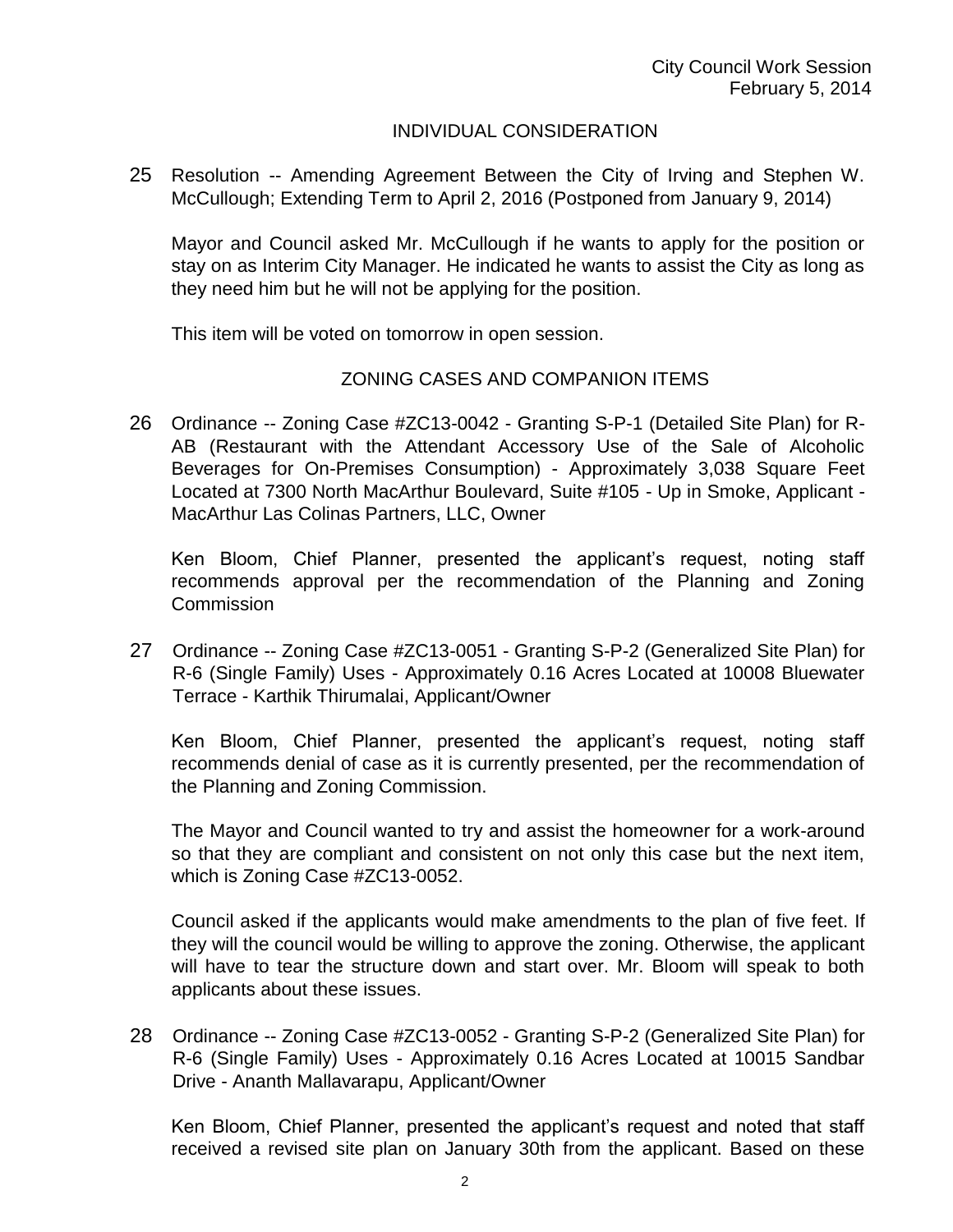## INDIVIDUAL CONSIDERATION

25 Resolution -- Amending Agreement Between the City of Irving and Stephen W. McCullough; Extending Term to April 2, 2016 (Postponed from January 9, 2014)

Mayor and Council asked Mr. McCullough if he wants to apply for the position or stay on as Interim City Manager. He indicated he wants to assist the City as long as they need him but he will not be applying for the position.

This item will be voted on tomorrow in open session.

## ZONING CASES AND COMPANION ITEMS

26 Ordinance -- Zoning Case #ZC13-0042 - Granting S-P-1 (Detailed Site Plan) for R-AB (Restaurant with the Attendant Accessory Use of the Sale of Alcoholic Beverages for On-Premises Consumption) - Approximately 3,038 Square Feet Located at 7300 North MacArthur Boulevard, Suite #105 - Up in Smoke, Applicant - MacArthur Las Colinas Partners, LLC, Owner

Ken Bloom, Chief Planner, presented the applicant's request, noting staff recommends approval per the recommendation of the Planning and Zoning Commission

27 Ordinance -- Zoning Case #ZC13-0051 - Granting S-P-2 (Generalized Site Plan) for R-6 (Single Family) Uses - Approximately 0.16 Acres Located at 10008 Bluewater Terrace - Karthik Thirumalai, Applicant/Owner

Ken Bloom, Chief Planner, presented the applicant's request, noting staff recommends denial of case as it is currently presented, per the recommendation of the Planning and Zoning Commission.

The Mayor and Council wanted to try and assist the homeowner for a work-around so that they are compliant and consistent on not only this case but the next item, which is Zoning Case #ZC13-0052.

Council asked if the applicants would make amendments to the plan of five feet. If they will the council would be willing to approve the zoning. Otherwise, the applicant will have to tear the structure down and start over. Mr. Bloom will speak to both applicants about these issues.

28 Ordinance -- Zoning Case #ZC13-0052 - Granting S-P-2 (Generalized Site Plan) for R-6 (Single Family) Uses - Approximately 0.16 Acres Located at 10015 Sandbar Drive - Ananth Mallavarapu, Applicant/Owner

Ken Bloom, Chief Planner, presented the applicant's request and noted that staff received a revised site plan on January 30th from the applicant. Based on these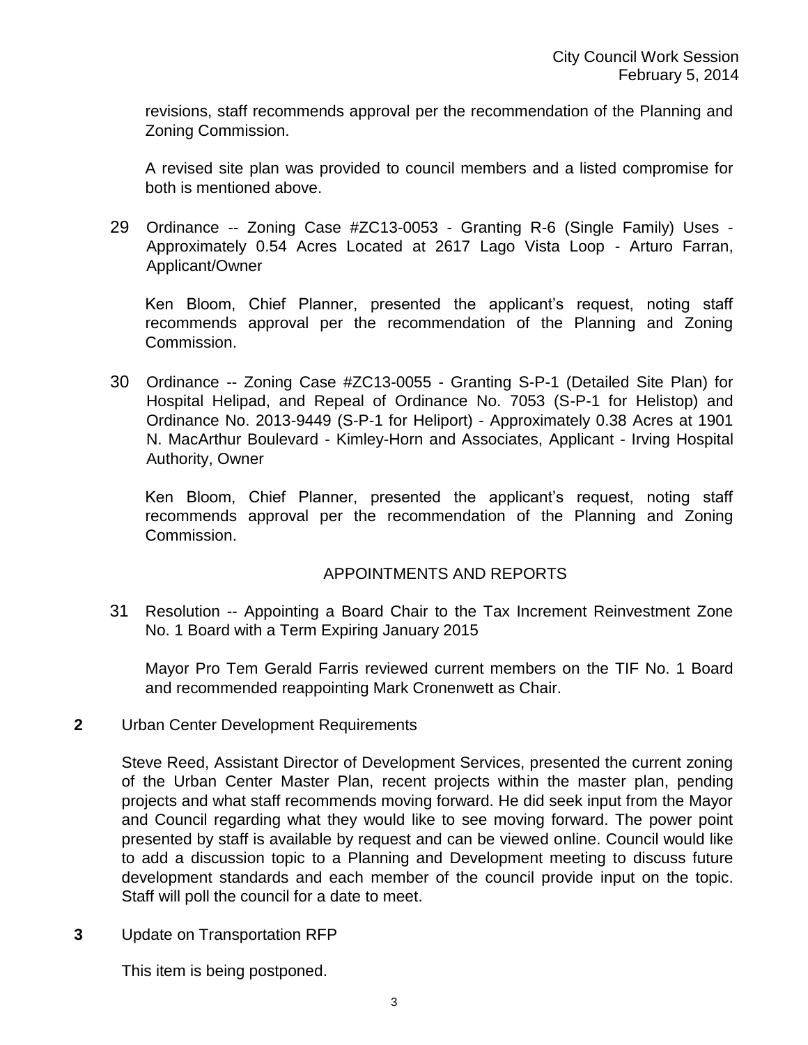revisions, staff recommends approval per the recommendation of the Planning and Zoning Commission.

A revised site plan was provided to council members and a listed compromise for both is mentioned above.

29 Ordinance -- Zoning Case #ZC13-0053 - Granting R-6 (Single Family) Uses - Approximately 0.54 Acres Located at 2617 Lago Vista Loop - Arturo Farran, Applicant/Owner

Ken Bloom, Chief Planner, presented the applicant's request, noting staff recommends approval per the recommendation of the Planning and Zoning Commission.

30 Ordinance -- Zoning Case #ZC13-0055 - Granting S-P-1 (Detailed Site Plan) for Hospital Helipad, and Repeal of Ordinance No. 7053 (S-P-1 for Helistop) and Ordinance No. 2013-9449 (S-P-1 for Heliport) - Approximately 0.38 Acres at 1901 N. MacArthur Boulevard - Kimley-Horn and Associates, Applicant - Irving Hospital Authority, Owner

Ken Bloom, Chief Planner, presented the applicant's request, noting staff recommends approval per the recommendation of the Planning and Zoning Commission.

## APPOINTMENTS AND REPORTS

31 Resolution -- Appointing a Board Chair to the Tax Increment Reinvestment Zone No. 1 Board with a Term Expiring January 2015

Mayor Pro Tem Gerald Farris reviewed current members on the TIF No. 1 Board and recommended reappointing Mark Cronenwett as Chair.

**2** Urban Center Development Requirements

Steve Reed, Assistant Director of Development Services, presented the current zoning of the Urban Center Master Plan, recent projects within the master plan, pending projects and what staff recommends moving forward. He did seek input from the Mayor and Council regarding what they would like to see moving forward. The power point presented by staff is available by request and can be viewed online. Council would like to add a discussion topic to a Planning and Development meeting to discuss future development standards and each member of the council provide input on the topic. Staff will poll the council for a date to meet.

**3** Update on Transportation RFP

This item is being postponed.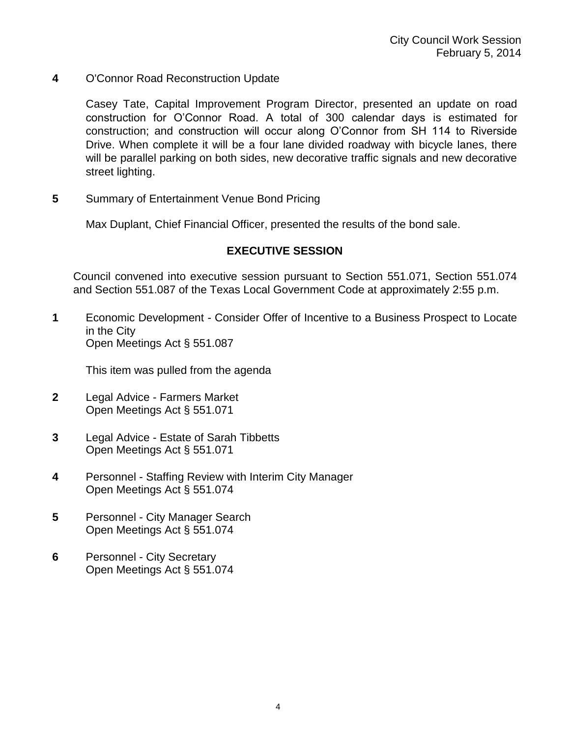**4** O'Connor Road Reconstruction Update

Casey Tate, Capital Improvement Program Director, presented an update on road construction for O'Connor Road. A total of 300 calendar days is estimated for construction; and construction will occur along O'Connor from SH 114 to Riverside Drive. When complete it will be a four lane divided roadway with bicycle lanes, there will be parallel parking on both sides, new decorative traffic signals and new decorative street lighting.

**5** Summary of Entertainment Venue Bond Pricing

Max Duplant, Chief Financial Officer, presented the results of the bond sale.

## EXECUTIVE SESSION

Council convened into executive session pursuant to Section 551.071, Section 551.074 and Section 551.087 of the Texas Local Government Code at approximately 2:55 p.m.

**1** Economic Development - Consider Offer of Incentive to a Business Prospect to Locate in the City
Open Meetings Act § 551.087

This item was pulled from the agenda

**2** Legal Advice - Farmers Market
Open Meetings Act § 551.071

**3** Legal Advice - Estate of Sarah Tibbetts
Open Meetings Act § 551.071

**4** Personnel - Staffing Review with Interim City Manager
Open Meetings Act § 551.074

**5** Personnel - City Manager Search
Open Meetings Act § 551.074

**6** Personnel - City Secretary
Open Meetings Act § 551.074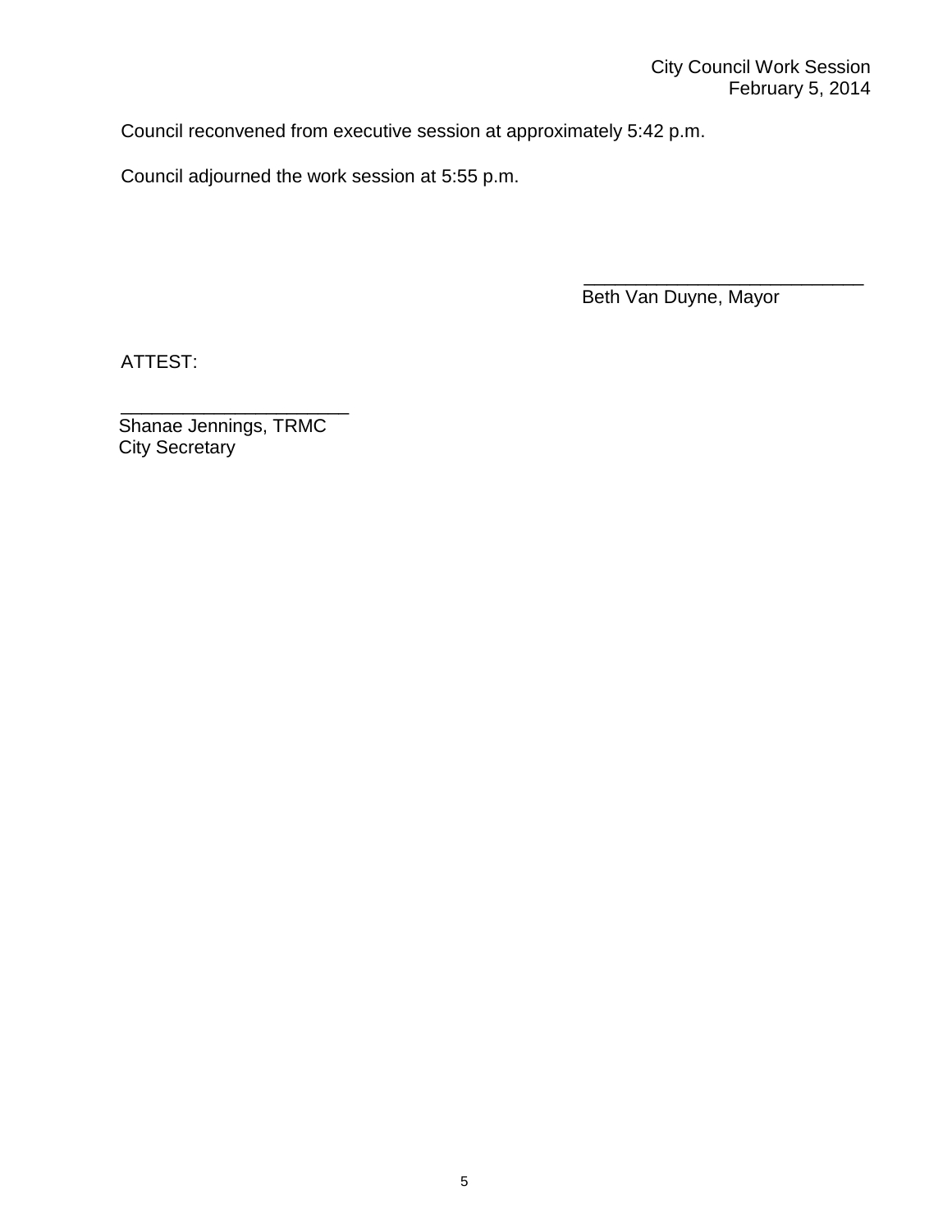Council reconvened from executive session at approximately 5:42 p.m.

Council adjourned the work session at 5:55 p.m.

\_\_\_\_\_\_\_\_\_\_\_\_\_\_\_\_\_\_\_\_\_\_\_\_\_\_\_\_
Beth Van Duyne, Mayor

ATTEST:

\_\_\_\_\_\_\_\_\_\_\_\_\_\_\_\_\_\_\_\_\_\_
Shanae Jennings, TRMC
City Secretary